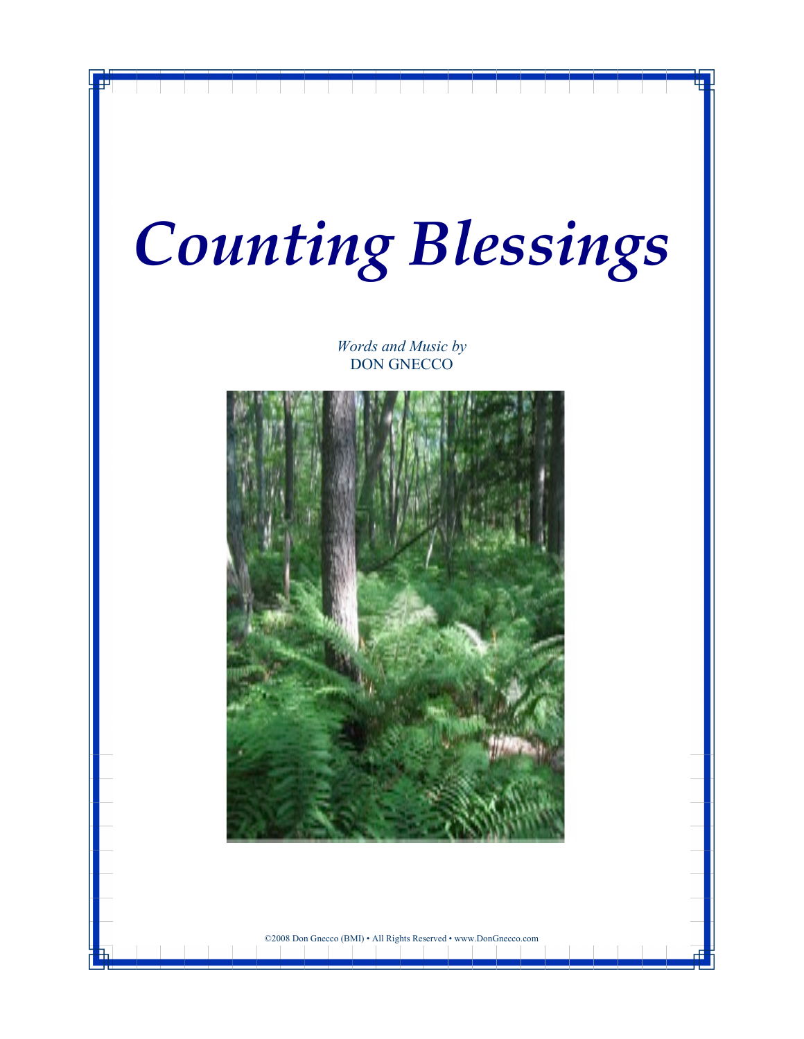# *Counting Blessings*

*Words and Music by*
DON GNECCO

©2008 Don Gnecco (BMI) • All Rights Reserved • www.DonGnecco.com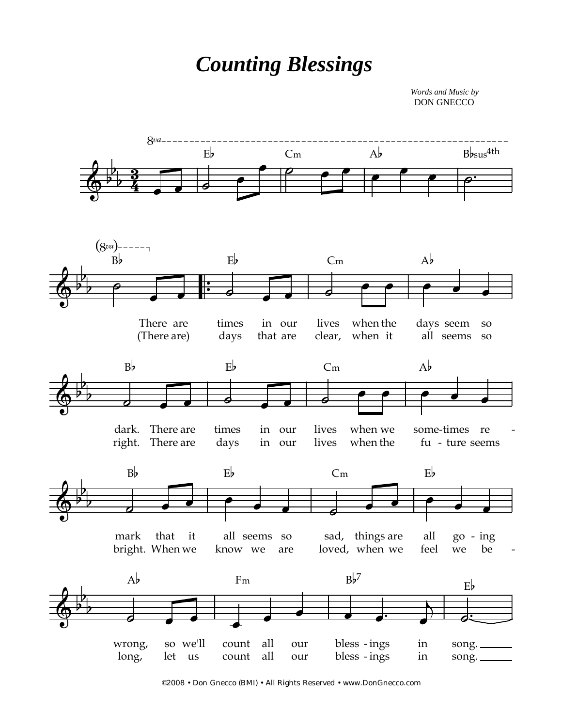# Counting Blessings

*Words and Music by*
DON GNECCO

E♭ Cm A♭ B♭sus4th

B♭ E♭ Cm A♭

There are times in our lives when the days seem so
(There are) days that are clear, when it all seems so

B♭ E♭ Cm A♭

dark. There are times in our lives when we some-times re -
right. There are days in our lives when the fu - ture seems

B♭ E♭ Cm E♭

mark that it all seems so sad, things are all go - ing
bright. When we know we are loved, when we feel we be -

A♭ Fm B♭7 E♭

wrong, so we'll count all our bless - ings in song.
long, let us count all our bless - ings in song.

©2008 • Don Gnecco (BMI) • All Rights Reserved • www.DonGnecco.com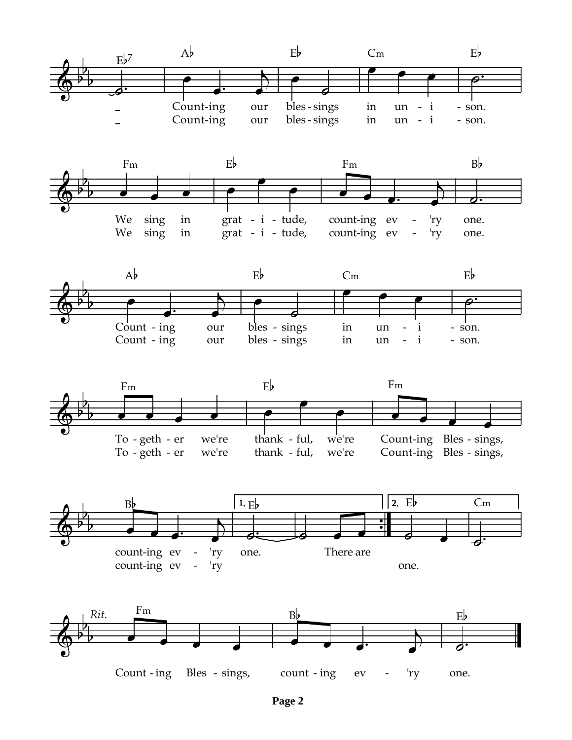Count-ing our bles-sings in un-i-son.
Count-ing our bles-sings in un-i-son.

We sing in grat-i-tude, count-ing ev-'ry one.
We sing in grat-i-tude, count-ing ev-'ry one.

Count-ing our bles-sings in un-i-son.
Count-ing our bles-sings in un-i-son.

To-geth-er we're thank-ful, we're Count-ing Bles-sings,
To-geth-er we're thank-ful, we're Count-ing Bles-sings,

count-ing ev-'ry one. There are
count-ing ev-'ry one.

*Rit.*

Count-ing Bles-sings, count-ing ev-'ry one.